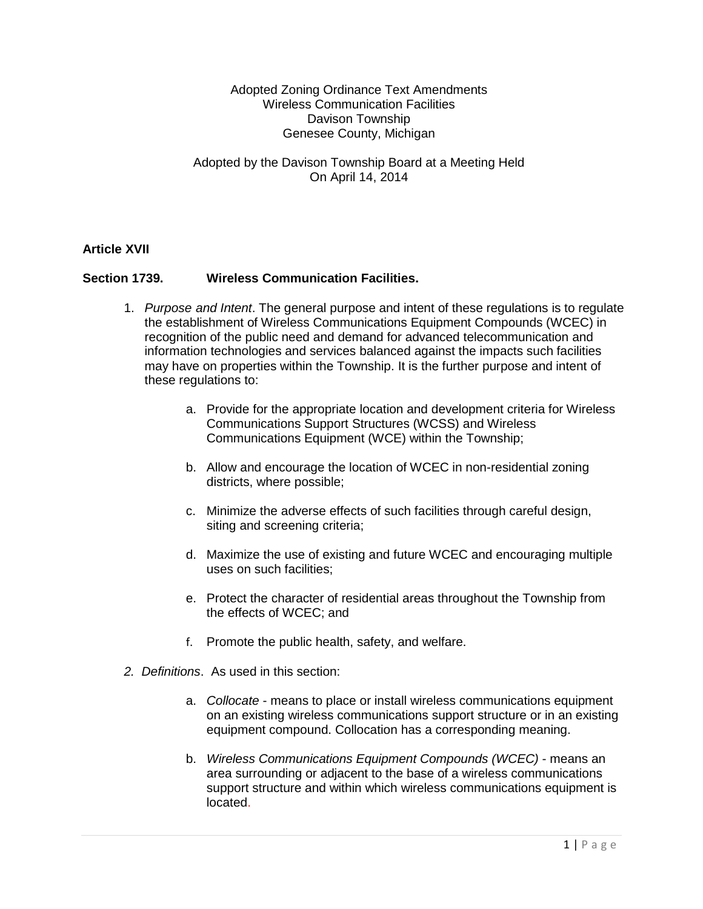Adopted Zoning Ordinance Text Amendments
Wireless Communication Facilities
Davison Township
Genesee County, Michigan

Adopted by the Davison Township Board at a Meeting Held
On April 14, 2014

**Article XVII**

**Section 1739. Wireless Communication Facilities.**

1. *Purpose and Intent*. The general purpose and intent of these regulations is to regulate the establishment of Wireless Communications Equipment Compounds (WCEC) in recognition of the public need and demand for advanced telecommunication and information technologies and services balanced against the impacts such facilities may have on properties within the Township. It is the further purpose and intent of these regulations to:

    a. Provide for the appropriate location and development criteria for Wireless Communications Support Structures (WCSS) and Wireless Communications Equipment (WCE) within the Township;

    b. Allow and encourage the location of WCEC in non-residential zoning districts, where possible;

    c. Minimize the adverse effects of such facilities through careful design, siting and screening criteria;

    d. Maximize the use of existing and future WCEC and encouraging multiple uses on such facilities;

    e. Protect the character of residential areas throughout the Township from the effects of WCEC; and

    f. Promote the public health, safety, and welfare.

2. *Definitions*. As used in this section:

    a. *Collocate* - means to place or install wireless communications equipment on an existing wireless communications support structure or in an existing equipment compound. Collocation has a corresponding meaning.

    b. *Wireless Communications Equipment Compounds (WCEC)* - means an area surrounding or adjacent to the base of a wireless communications support structure and within which wireless communications equipment is located.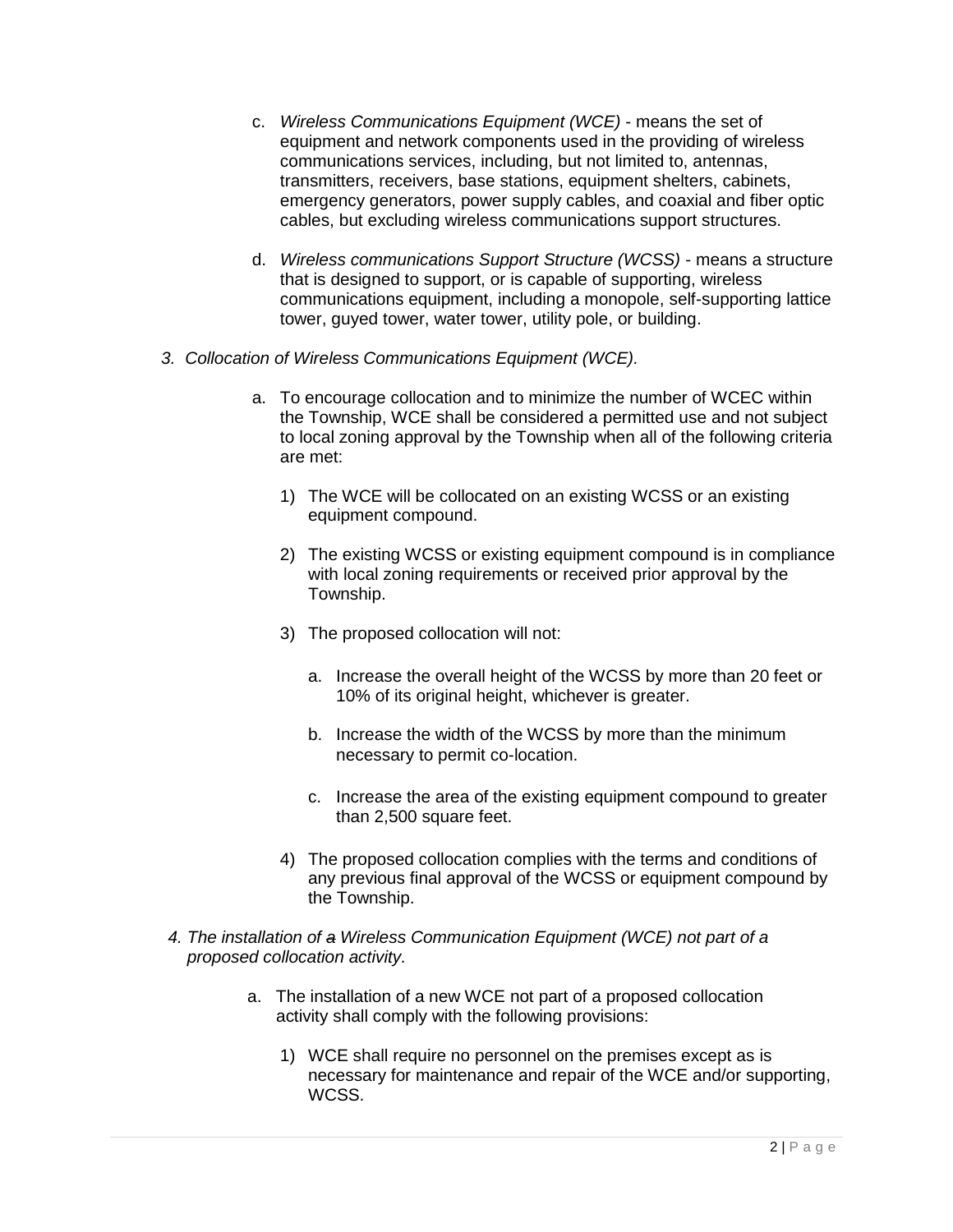c. *Wireless Communications Equipment (WCE)* - means the set of equipment and network components used in the providing of wireless communications services, including, but not limited to, antennas, transmitters, receivers, base stations, equipment shelters, cabinets, emergency generators, power supply cables, and coaxial and fiber optic cables, but excluding wireless communications support structures.

d. *Wireless communications Support Structure (WCSS)* - means a structure that is designed to support, or is capable of supporting, wireless communications equipment, including a monopole, self-supporting lattice tower, guyed tower, water tower, utility pole, or building.

3. *Collocation of Wireless Communications Equipment (WCE).*

   a. To encourage collocation and to minimize the number of WCEC within the Township, WCE shall be considered a permitted use and not subject to local zoning approval by the Township when all of the following criteria are met:

      1) The WCE will be collocated on an existing WCSS or an existing equipment compound.

      2) The existing WCSS or existing equipment compound is in compliance with local zoning requirements or received prior approval by the Township.

      3) The proposed collocation will not:

         a. Increase the overall height of the WCSS by more than 20 feet or 10% of its original height, whichever is greater.

         b. Increase the width of the WCSS by more than the minimum necessary to permit co-location.

         c. Increase the area of the existing equipment compound to greater than 2,500 square feet.

      4) The proposed collocation complies with the terms and conditions of any previous final approval of the WCSS or equipment compound by the Township.

4. *The installation of ~~a~~ Wireless Communication Equipment (WCE) not part of a proposed collocation activity.*

   a. The installation of a new WCE not part of a proposed collocation activity shall comply with the following provisions:

      1) WCE shall require no personnel on the premises except as is necessary for maintenance and repair of the WCE and/or supporting, WCSS.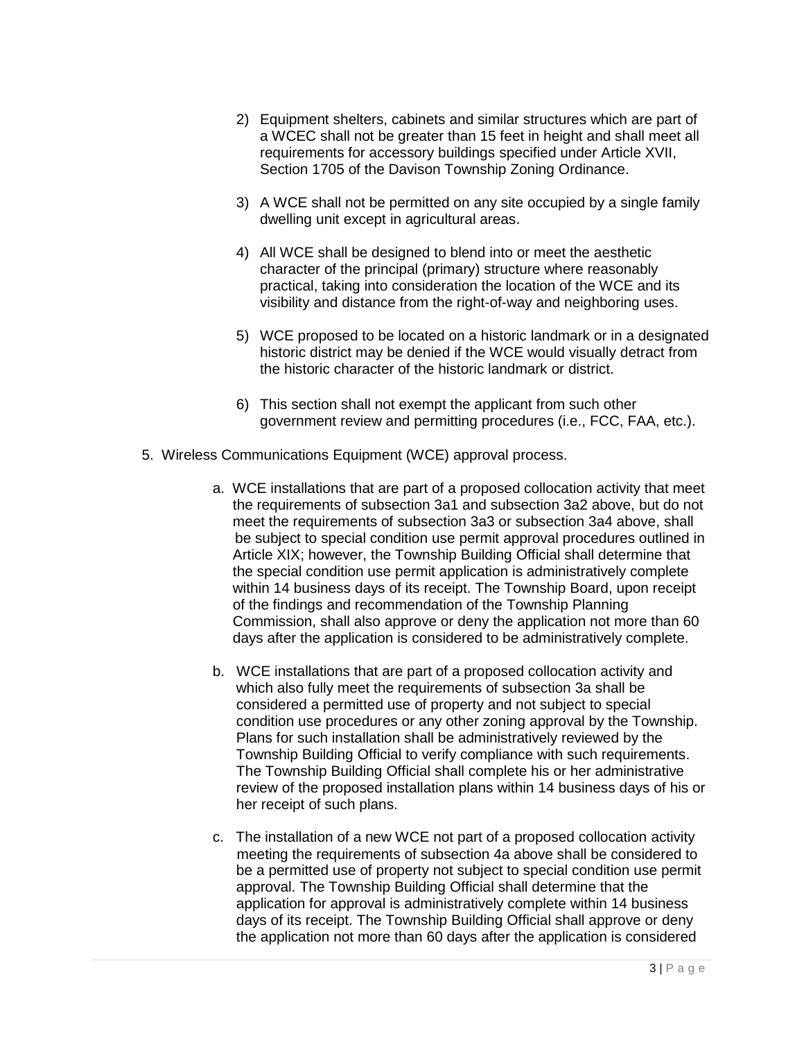2) Equipment shelters, cabinets and similar structures which are part of a WCEC shall not be greater than 15 feet in height and shall meet all requirements for accessory buildings specified under Article XVII, Section 1705 of the Davison Township Zoning Ordinance.

3) A WCE shall not be permitted on any site occupied by a single family dwelling unit except in agricultural areas.

4) All WCE shall be designed to blend into or meet the aesthetic character of the principal (primary) structure where reasonably practical, taking into consideration the location of the WCE and its visibility and distance from the right-of-way and neighboring uses.

5) WCE proposed to be located on a historic landmark or in a designated historic district may be denied if the WCE would visually detract from the historic character of the historic landmark or district.

6) This section shall not exempt the applicant from such other government review and permitting procedures (i.e., FCC, FAA, etc.).

5. Wireless Communications Equipment (WCE) approval process.

   a. WCE installations that are part of a proposed collocation activity that meet the requirements of subsection 3a1 and subsection 3a2 above, but do not meet the requirements of subsection 3a3 or subsection 3a4 above, shall be subject to special condition use permit approval procedures outlined in Article XIX; however, the Township Building Official shall determine that the special condition use permit application is administratively complete within 14 business days of its receipt. The Township Board, upon receipt of the findings and recommendation of the Township Planning Commission, shall also approve or deny the application not more than 60 days after the application is considered to be administratively complete.

   b. WCE installations that are part of a proposed collocation activity and which also fully meet the requirements of subsection 3a shall be considered a permitted use of property and not subject to special condition use procedures or any other zoning approval by the Township. Plans for such installation shall be administratively reviewed by the Township Building Official to verify compliance with such requirements. The Township Building Official shall complete his or her administrative review of the proposed installation plans within 14 business days of his or her receipt of such plans.

   c. The installation of a new WCE not part of a proposed collocation activity meeting the requirements of subsection 4a above shall be considered to be a permitted use of property not subject to special condition use permit approval. The Township Building Official shall determine that the application for approval is administratively complete within 14 business days of its receipt. The Township Building Official shall approve or deny the application not more than 60 days after the application is considered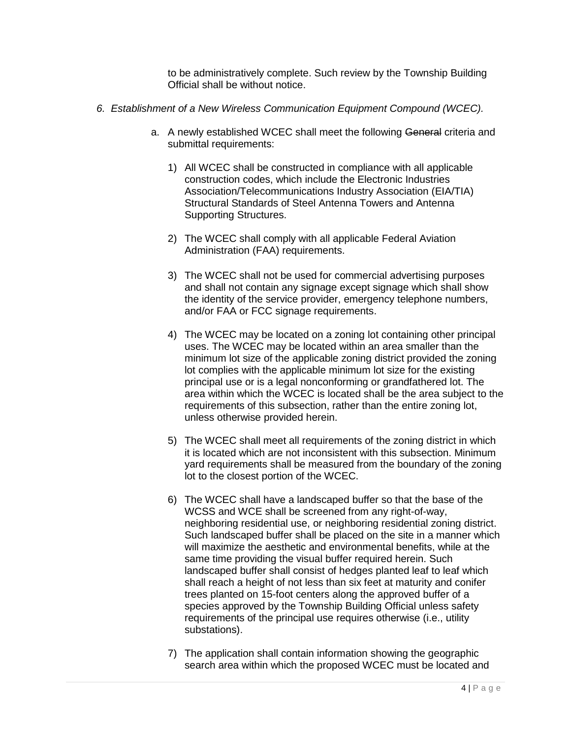to be administratively complete. Such review by the Township Building Official shall be without notice.

*6. Establishment of a New Wireless Communication Equipment Compound (WCEC).*

a. A newly established WCEC shall meet the following ~~General~~ criteria and submittal requirements:

   1) All WCEC shall be constructed in compliance with all applicable construction codes, which include the Electronic Industries Association/Telecommunications Industry Association (EIA/TIA) Structural Standards of Steel Antenna Towers and Antenna Supporting Structures.

   2) The WCEC shall comply with all applicable Federal Aviation Administration (FAA) requirements.

   3) The WCEC shall not be used for commercial advertising purposes and shall not contain any signage except signage which shall show the identity of the service provider, emergency telephone numbers, and/or FAA or FCC signage requirements.

   4) The WCEC may be located on a zoning lot containing other principal uses. The WCEC may be located within an area smaller than the minimum lot size of the applicable zoning district provided the zoning lot complies with the applicable minimum lot size for the existing principal use or is a legal nonconforming or grandfathered lot. The area within which the WCEC is located shall be the area subject to the requirements of this subsection, rather than the entire zoning lot, unless otherwise provided herein.

   5) The WCEC shall meet all requirements of the zoning district in which it is located which are not inconsistent with this subsection. Minimum yard requirements shall be measured from the boundary of the zoning lot to the closest portion of the WCEC.

   6) The WCEC shall have a landscaped buffer so that the base of the WCSS and WCE shall be screened from any right-of-way, neighboring residential use, or neighboring residential zoning district. Such landscaped buffer shall be placed on the site in a manner which will maximize the aesthetic and environmental benefits, while at the same time providing the visual buffer required herein. Such landscaped buffer shall consist of hedges planted leaf to leaf which shall reach a height of not less than six feet at maturity and conifer trees planted on 15-foot centers along the approved buffer of a species approved by the Township Building Official unless safety requirements of the principal use requires otherwise (i.e., utility substations).

   7) The application shall contain information showing the geographic search area within which the proposed WCEC must be located and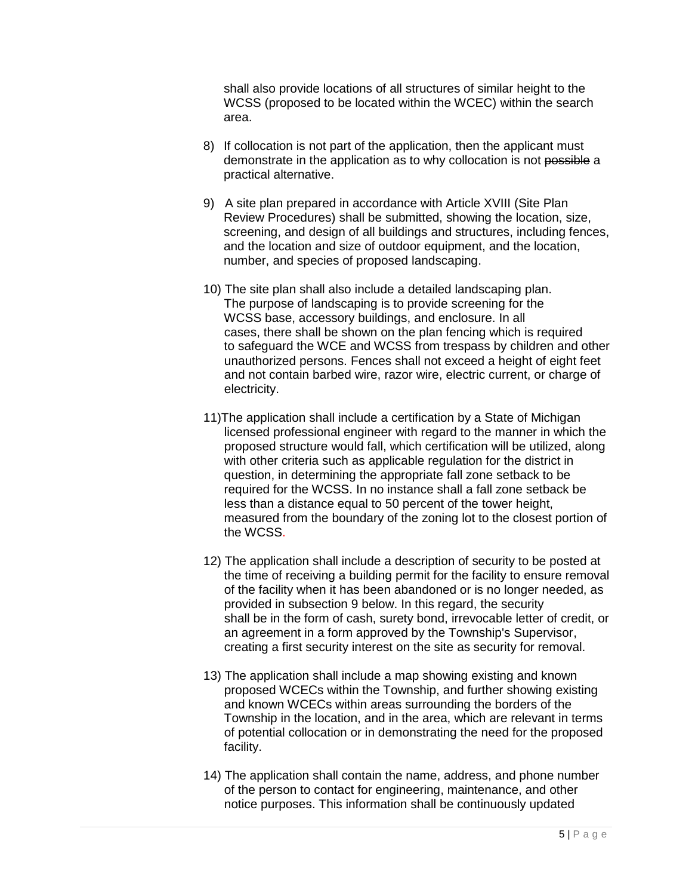shall also provide locations of all structures of similar height to the WCSS (proposed to be located within the WCEC) within the search area.

8) If collocation is not part of the application, then the applicant must demonstrate in the application as to why collocation is not ~~possible~~ a practical alternative.

9) A site plan prepared in accordance with Article XVIII (Site Plan Review Procedures) shall be submitted, showing the location, size, screening, and design of all buildings and structures, including fences, and the location and size of outdoor equipment, and the location, number, and species of proposed landscaping.

10) The site plan shall also include a detailed landscaping plan. The purpose of landscaping is to provide screening for the WCSS base, accessory buildings, and enclosure. In all cases, there shall be shown on the plan fencing which is required to safeguard the WCE and WCSS from trespass by children and other unauthorized persons. Fences shall not exceed a height of eight feet and not contain barbed wire, razor wire, electric current, or charge of electricity.

11) The application shall include a certification by a State of Michigan licensed professional engineer with regard to the manner in which the proposed structure would fall, which certification will be utilized, along with other criteria such as applicable regulation for the district in question, in determining the appropriate fall zone setback to be required for the WCSS. In no instance shall a fall zone setback be less than a distance equal to 50 percent of the tower height, measured from the boundary of the zoning lot to the closest portion of the WCSS.

12) The application shall include a description of security to be posted at the time of receiving a building permit for the facility to ensure removal of the facility when it has been abandoned or is no longer needed, as provided in subsection 9 below. In this regard, the security shall be in the form of cash, surety bond, irrevocable letter of credit, or an agreement in a form approved by the Township's Supervisor, creating a first security interest on the site as security for removal.

13) The application shall include a map showing existing and known proposed WCECs within the Township, and further showing existing and known WCECs within areas surrounding the borders of the Township in the location, and in the area, which are relevant in terms of potential collocation or in demonstrating the need for the proposed facility.

14) The application shall contain the name, address, and phone number of the person to contact for engineering, maintenance, and other notice purposes. This information shall be continuously updated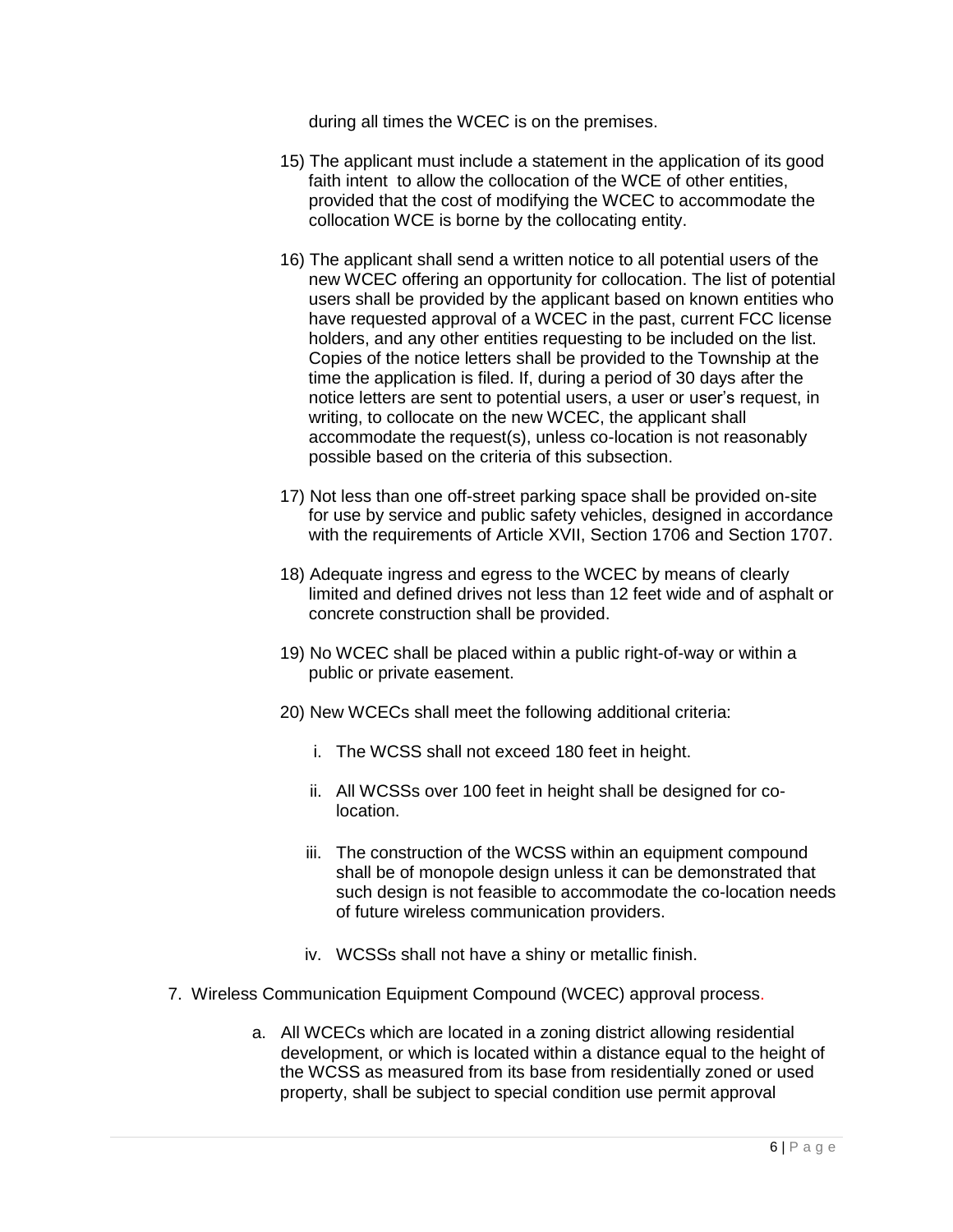during all times the WCEC is on the premises.

15) The applicant must include a statement in the application of its good faith intent to allow the collocation of the WCE of other entities, provided that the cost of modifying the WCEC to accommodate the collocation WCE is borne by the collocating entity.

16) The applicant shall send a written notice to all potential users of the new WCEC offering an opportunity for collocation. The list of potential users shall be provided by the applicant based on known entities who have requested approval of a WCEC in the past, current FCC license holders, and any other entities requesting to be included on the list. Copies of the notice letters shall be provided to the Township at the time the application is filed. If, during a period of 30 days after the notice letters are sent to potential users, a user or user's request, in writing, to collocate on the new WCEC, the applicant shall accommodate the request(s), unless co-location is not reasonably possible based on the criteria of this subsection.

17) Not less than one off-street parking space shall be provided on-site for use by service and public safety vehicles, designed in accordance with the requirements of Article XVII, Section 1706 and Section 1707.

18) Adequate ingress and egress to the WCEC by means of clearly limited and defined drives not less than 12 feet wide and of asphalt or concrete construction shall be provided.

19) No WCEC shall be placed within a public right-of-way or within a public or private easement.

20) New WCECs shall meet the following additional criteria:

   i. The WCSS shall not exceed 180 feet in height.

   ii. All WCSSs over 100 feet in height shall be designed for co-location.

   iii. The construction of the WCSS within an equipment compound shall be of monopole design unless it can be demonstrated that such design is not feasible to accommodate the co-location needs of future wireless communication providers.

   iv. WCSSs shall not have a shiny or metallic finish.

7. Wireless Communication Equipment Compound (WCEC) approval process.

   a. All WCECs which are located in a zoning district allowing residential development, or which is located within a distance equal to the height of the WCSS as measured from its base from residentially zoned or used property, shall be subject to special condition use permit approval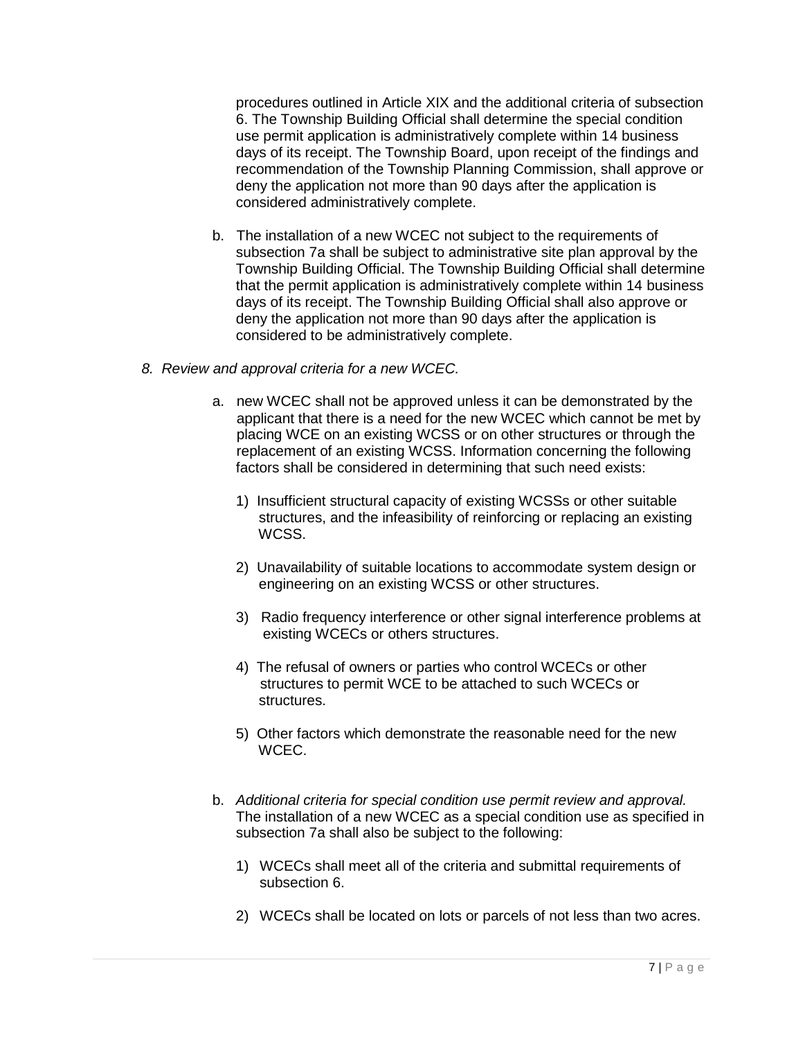procedures outlined in Article XIX and the additional criteria of subsection 6. The Township Building Official shall determine the special condition use permit application is administratively complete within 14 business days of its receipt. The Township Board, upon receipt of the findings and recommendation of the Township Planning Commission, shall approve or deny the application not more than 90 days after the application is considered administratively complete.

b. The installation of a new WCEC not subject to the requirements of subsection 7a shall be subject to administrative site plan approval by the Township Building Official. The Township Building Official shall determine that the permit application is administratively complete within 14 business days of its receipt. The Township Building Official shall also approve or deny the application not more than 90 days after the application is considered to be administratively complete.

8. *Review and approval criteria for a new WCEC.*

a. new WCEC shall not be approved unless it can be demonstrated by the applicant that there is a need for the new WCEC which cannot be met by placing WCE on an existing WCSS or on other structures or through the replacement of an existing WCSS. Information concerning the following factors shall be considered in determining that such need exists:

1) Insufficient structural capacity of existing WCSSs or other suitable structures, and the infeasibility of reinforcing or replacing an existing WCSS.

2) Unavailability of suitable locations to accommodate system design or engineering on an existing WCSS or other structures.

3) Radio frequency interference or other signal interference problems at existing WCECs or others structures.

4) The refusal of owners or parties who control WCECs or other structures to permit WCE to be attached to such WCECs or structures.

5) Other factors which demonstrate the reasonable need for the new WCEC.

b. *Additional criteria for special condition use permit review and approval.* The installation of a new WCEC as a special condition use as specified in subsection 7a shall also be subject to the following:

1) WCECs shall meet all of the criteria and submittal requirements of subsection 6.

2) WCECs shall be located on lots or parcels of not less than two acres.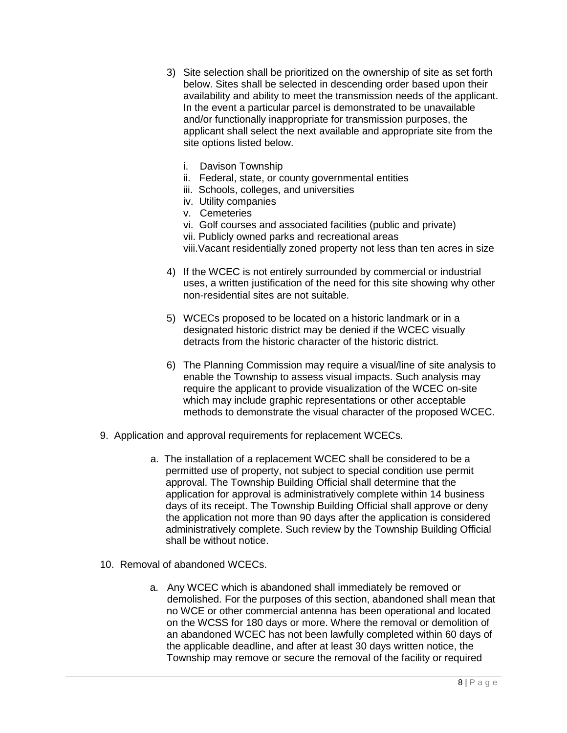3) Site selection shall be prioritized on the ownership of site as set forth below. Sites shall be selected in descending order based upon their availability and ability to meet the transmission needs of the applicant. In the event a particular parcel is demonstrated to be unavailable and/or functionally inappropriate for transmission purposes, the applicant shall select the next available and appropriate site from the site options listed below.

   i. Davison Township
   ii. Federal, state, or county governmental entities
   iii. Schools, colleges, and universities
   iv. Utility companies
   v. Cemeteries
   vi. Golf courses and associated facilities (public and private)
   vii. Publicly owned parks and recreational areas
   viii. Vacant residentially zoned property not less than ten acres in size

4) If the WCEC is not entirely surrounded by commercial or industrial uses, a written justification of the need for this site showing why other non-residential sites are not suitable.

5) WCECs proposed to be located on a historic landmark or in a designated historic district may be denied if the WCEC visually detracts from the historic character of the historic district.

6) The Planning Commission may require a visual/line of site analysis to enable the Township to assess visual impacts. Such analysis may require the applicant to provide visualization of the WCEC on-site which may include graphic representations or other acceptable methods to demonstrate the visual character of the proposed WCEC.

9. Application and approval requirements for replacement WCECs.

   a. The installation of a replacement WCEC shall be considered to be a permitted use of property, not subject to special condition use permit approval. The Township Building Official shall determine that the application for approval is administratively complete within 14 business days of its receipt. The Township Building Official shall approve or deny the application not more than 90 days after the application is considered administratively complete. Such review by the Township Building Official shall be without notice.

10. Removal of abandoned WCECs.

   a. Any WCEC which is abandoned shall immediately be removed or demolished. For the purposes of this section, abandoned shall mean that no WCE or other commercial antenna has been operational and located on the WCSS for 180 days or more. Where the removal or demolition of an abandoned WCEC has not been lawfully completed within 60 days of the applicable deadline, and after at least 30 days written notice, the Township may remove or secure the removal of the facility or required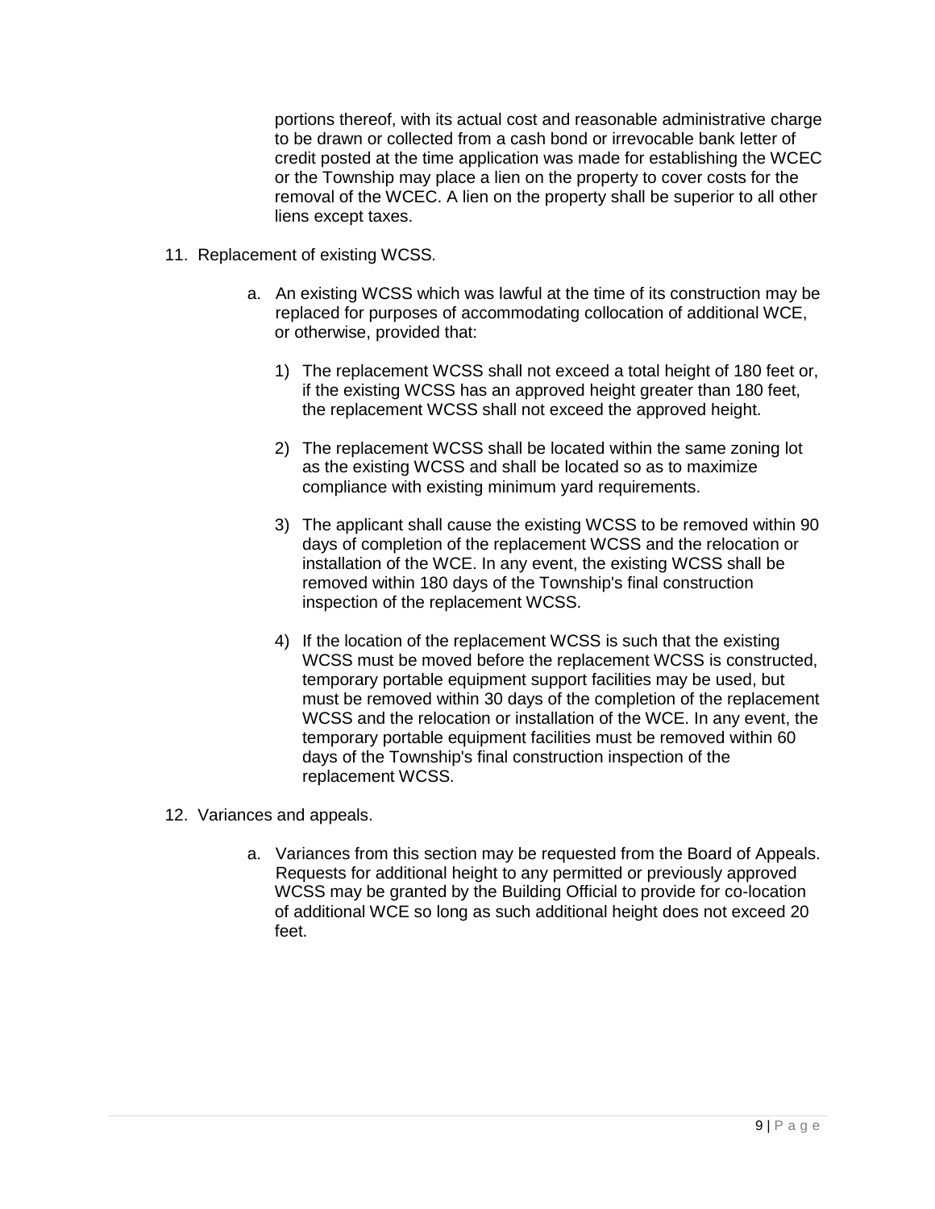portions thereof, with its actual cost and reasonable administrative charge to be drawn or collected from a cash bond or irrevocable bank letter of credit posted at the time application was made for establishing the WCEC or the Township may place a lien on the property to cover costs for the removal of the WCEC. A lien on the property shall be superior to all other liens except taxes.

11. Replacement of existing WCSS.

    a. An existing WCSS which was lawful at the time of its construction may be replaced for purposes of accommodating collocation of additional WCE, or otherwise, provided that:

        1) The replacement WCSS shall not exceed a total height of 180 feet or, if the existing WCSS has an approved height greater than 180 feet, the replacement WCSS shall not exceed the approved height.

        2) The replacement WCSS shall be located within the same zoning lot as the existing WCSS and shall be located so as to maximize compliance with existing minimum yard requirements.

        3) The applicant shall cause the existing WCSS to be removed within 90 days of completion of the replacement WCSS and the relocation or installation of the WCE. In any event, the existing WCSS shall be removed within 180 days of the Township's final construction inspection of the replacement WCSS.

        4) If the location of the replacement WCSS is such that the existing WCSS must be moved before the replacement WCSS is constructed, temporary portable equipment support facilities may be used, but must be removed within 30 days of the completion of the replacement WCSS and the relocation or installation of the WCE. In any event, the temporary portable equipment facilities must be removed within 60 days of the Township's final construction inspection of the replacement WCSS.

12. Variances and appeals.

    a. Variances from this section may be requested from the Board of Appeals. Requests for additional height to any permitted or previously approved WCSS may be granted by the Building Official to provide for co-location of additional WCE so long as such additional height does not exceed 20 feet.